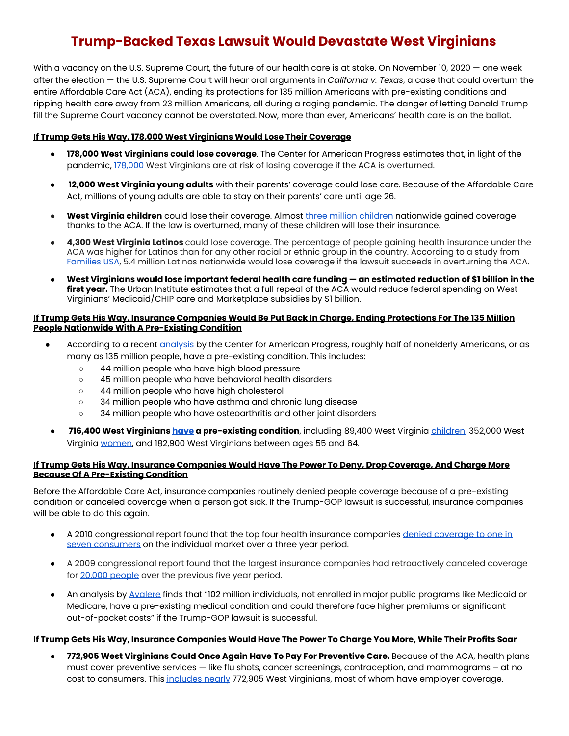# Trump-Backed Texas Lawsuit Would Devastate West Virginians

With a vacancy on the U.S. Supreme Court, the future of our health care is at stake. On November 10, 2020 — one week after the election — the U.S. Supreme Court will hear oral arguments in *California v. Texas*, a case that could overturn the entire Affordable Care Act (ACA), ending its protections for 135 million Americans with pre-existing conditions and ripping health care away from 23 million Americans, all during a raging pandemic. The danger of letting Donald Trump fill the Supreme Court vacancy cannot be overstated. Now, more than ever, Americans' health care is on the ballot.

## If Trump Gets His Way, 178,000 West Virginians Would Lose Their Coverage

- **178,000 West Virginians could lose coverage**. The Center for American Progress estimates that, in light of the pandemic, 178,000 West Virginians are at risk of losing coverage if the ACA is overturned.
- **12,000 West Virginia young adults** with their parents' coverage could lose care. Because of the Affordable Care Act, millions of young adults are able to stay on their parents' care until age 26.
- **West Virginia children** could lose their coverage. Almost three million children nationwide gained coverage thanks to the ACA. If the law is overturned, many of these children will lose their insurance.
- **4,300 West Virginia Latinos** could lose coverage. The percentage of people gaining health insurance under the ACA was higher for Latinos than for any other racial or ethnic group in the country. According to a study from Families USA, 5.4 million Latinos nationwide would lose coverage if the lawsuit succeeds in overturning the ACA.
- **West Virginians would lose important federal health care funding — an estimated reduction of $1 billion in the first year.** The Urban Institute estimates that a full repeal of the ACA would reduce federal spending on West Virginians' Medicaid/CHIP care and Marketplace subsidies by $1 billion.

## If Trump Gets His Way, Insurance Companies Would Be Put Back In Charge, Ending Protections For The 135 Million People Nationwide With A Pre-Existing Condition

- According to a recent analysis by the Center for American Progress, roughly half of nonelderly Americans, or as many as 135 million people, have a pre-existing condition. This includes:
  - 44 million people who have high blood pressure
  - 45 million people who have behavioral health disorders
  - 44 million people who have high cholesterol
  - 34 million people who have asthma and chronic lung disease
  - 34 million people who have osteoarthritis and other joint disorders
- **716,400 West Virginians have a pre-existing condition**, including 89,400 West Virginia children, 352,000 West Virginia women, and 182,900 West Virginians between ages 55 and 64.

## If Trump Gets His Way, Insurance Companies Would Have The Power To Deny, Drop Coverage, And Charge More Because Of A Pre-Existing Condition

Before the Affordable Care Act, insurance companies routinely denied people coverage because of a pre-existing condition or canceled coverage when a person got sick. If the Trump-GOP lawsuit is successful, insurance companies will be able to do this again.

- A 2010 congressional report found that the top four health insurance companies denied coverage to one in seven consumers on the individual market over a three year period.
- A 2009 congressional report found that the largest insurance companies had retroactively canceled coverage for 20,000 people over the previous five year period.
- An analysis by Avalere finds that "102 million individuals, not enrolled in major public programs like Medicaid or Medicare, have a pre-existing medical condition and could therefore face higher premiums or significant out-of-pocket costs" if the Trump-GOP lawsuit is successful.

## If Trump Gets His Way, Insurance Companies Would Have The Power To Charge You More, While Their Profits Soar

- **772,905 West Virginians Could Once Again Have To Pay For Preventive Care.** Because of the ACA, health plans must cover preventive services — like flu shots, cancer screenings, contraception, and mammograms – at no cost to consumers. This includes nearly 772,905 West Virginians, most of whom have employer coverage.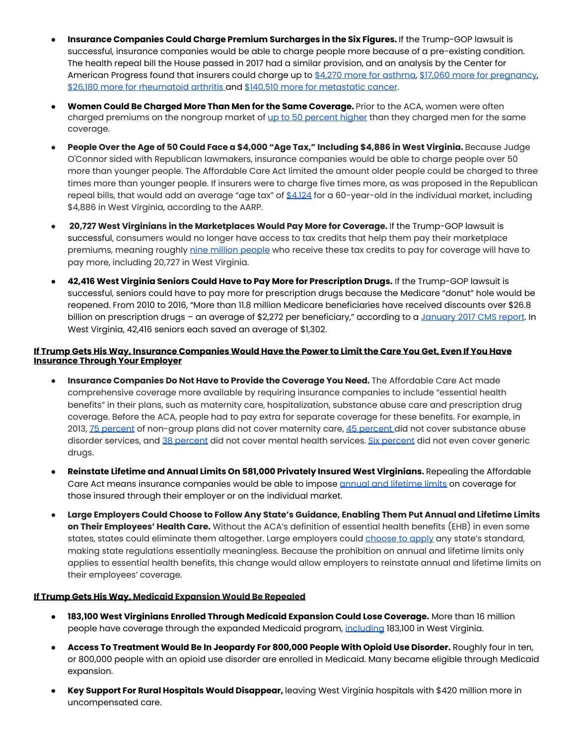- **Insurance Companies Could Charge Premium Surcharges in the Six Figures.** If the Trump-GOP lawsuit is successful, insurance companies would be able to charge people more because of a pre-existing condition. The health repeal bill the House passed in 2017 had a similar provision, and an analysis by the Center for American Progress found that insurers could charge up to $4,270 more for asthma, $17,060 more for pregnancy, $26,180 more for rheumatoid arthritis and $140,510 more for metastatic cancer.

- **Women Could Be Charged More Than Men for the Same Coverage.** Prior to the ACA, women were often charged premiums on the nongroup market of up to 50 percent higher than they charged men for the same coverage.

- **People Over the Age of 50 Could Face a $4,000 "Age Tax," Including $4,886 in West Virginia.** Because Judge O'Connor sided with Republican lawmakers, insurance companies would be able to charge people over 50 more than younger people. The Affordable Care Act limited the amount older people could be charged to three times more than younger people. If insurers were to charge five times more, as was proposed in the Republican repeal bills, that would add an average "age tax" of $4,124 for a 60-year-old in the individual market, including $4,886 in West Virginia, according to the AARP.

- **20,727 West Virginians in the Marketplaces Would Pay More for Coverage.** If the Trump-GOP lawsuit is successful, consumers would no longer have access to tax credits that help them pay their marketplace premiums, meaning roughly nine million people who receive these tax credits to pay for coverage will have to pay more, including 20,727 in West Virginia.

- **42,416 West Virginia Seniors Could Have to Pay More for Prescription Drugs.** If the Trump-GOP lawsuit is successful, seniors could have to pay more for prescription drugs because the Medicare "donut" hole would be reopened. From 2010 to 2016, "More than 11.8 million Medicare beneficiaries have received discounts over $26.8 billion on prescription drugs – an average of $2,272 per beneficiary," according to a January 2017 CMS report. In West Virginia, 42,416 seniors each saved an average of $1,302.

**If Trump Gets His Way, Insurance Companies Would Have the Power to Limit the Care You Get, Even If You Have Insurance Through Your Employer**

- **Insurance Companies Do Not Have to Provide the Coverage You Need.** The Affordable Care Act made comprehensive coverage more available by requiring insurance companies to include "essential health benefits" in their plans, such as maternity care, hospitalization, substance abuse care and prescription drug coverage. Before the ACA, people had to pay extra for separate coverage for these benefits. For example, in 2013, 75 percent of non-group plans did not cover maternity care, 45 percent did not cover substance abuse disorder services, and 38 percent did not cover mental health services. Six percent did not even cover generic drugs.

- **Reinstate Lifetime and Annual Limits On 581,000 Privately Insured West Virginians.** Repealing the Affordable Care Act means insurance companies would be able to impose annual and lifetime limits on coverage for those insured through their employer or on the individual market.

- **Large Employers Could Choose to Follow Any State's Guidance, Enabling Them Put Annual and Lifetime Limits on Their Employees' Health Care.** Without the ACA's definition of essential health benefits (EHB) in even some states, states could eliminate them altogether. Large employers could choose to apply any state's standard, making state regulations essentially meaningless. Because the prohibition on annual and lifetime limits only applies to essential health benefits, this change would allow employers to reinstate annual and lifetime limits on their employees' coverage.

**If Trump Gets His Way, Medicaid Expansion Would Be Repealed**

- **183,100 West Virginians Enrolled Through Medicaid Expansion Could Lose Coverage.** More than 16 million people have coverage through the expanded Medicaid program, including 183,100 in West Virginia.

- **Access To Treatment Would Be In Jeopardy For 800,000 People With Opioid Use Disorder.** Roughly four in ten, or 800,000 people with an opioid use disorder are enrolled in Medicaid. Many became eligible through Medicaid expansion.

- **Key Support For Rural Hospitals Would Disappear,** leaving West Virginia hospitals with $420 million more in uncompensated care.